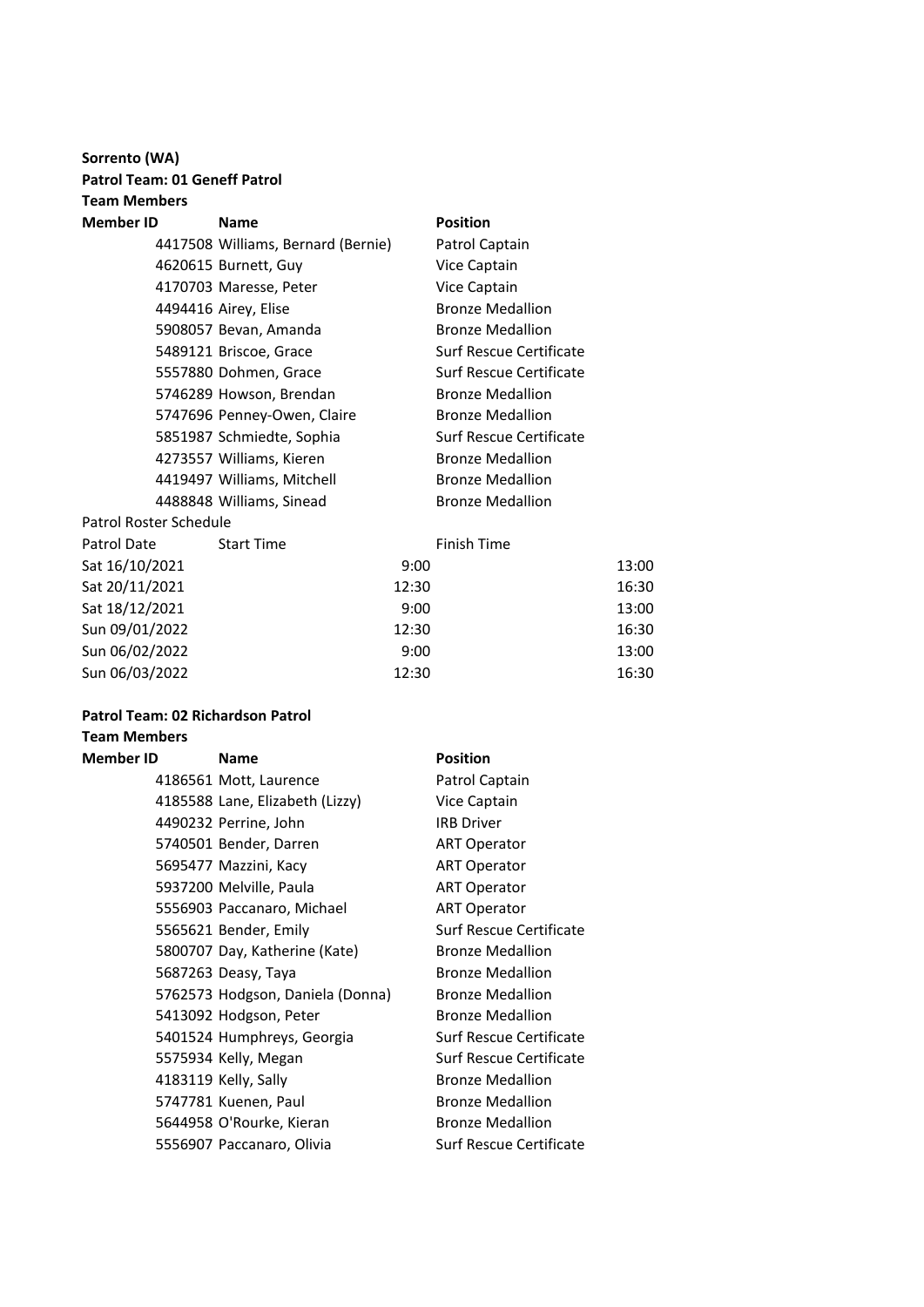**Sorrento (WA)**

**Patrol Team: 01 Geneff Patrol**

**Team Members**

| Member ID | Name | Position |
|---|---|---|
| 4417508 | Williams, Bernard (Bernie) | Patrol Captain |
| 4620615 | Burnett, Guy | Vice Captain |
| 4170703 | Maresse, Peter | Vice Captain |
| 4494416 | Airey, Elise | Bronze Medallion |
| 5908057 | Bevan, Amanda | Bronze Medallion |
| 5489121 | Briscoe, Grace | Surf Rescue Certificate |
| 5557880 | Dohmen, Grace | Surf Rescue Certificate |
| 5746289 | Howson, Brendan | Bronze Medallion |
| 5747696 | Penney-Owen, Claire | Bronze Medallion |
| 5851987 | Schmiedte, Sophia | Surf Rescue Certificate |
| 4273557 | Williams, Kieren | Bronze Medallion |
| 4419497 | Williams, Mitchell | Bronze Medallion |
| 4488848 | Williams, Sinead | Bronze Medallion |

Patrol Roster Schedule

| Patrol Date | Start Time | Finish Time |
|---|---|---|
| Sat 16/10/2021 | 9:00 | 13:00 |
| Sat 20/11/2021 | 12:30 | 16:30 |
| Sat 18/12/2021 | 9:00 | 13:00 |
| Sun 09/01/2022 | 12:30 | 16:30 |
| Sun 06/02/2022 | 9:00 | 13:00 |
| Sun 06/03/2022 | 12:30 | 16:30 |

**Patrol Team: 02 Richardson Patrol**

**Team Members**

| Member ID | Name | Position |
|---|---|---|
| 4186561 | Mott, Laurence | Patrol Captain |
| 4185588 | Lane, Elizabeth (Lizzy) | Vice Captain |
| 4490232 | Perrine, John | IRB Driver |
| 5740501 | Bender, Darren | ART Operator |
| 5695477 | Mazzini, Kacy | ART Operator |
| 5937200 | Melville, Paula | ART Operator |
| 5556903 | Paccanaro, Michael | ART Operator |
| 5565621 | Bender, Emily | Surf Rescue Certificate |
| 5800707 | Day, Katherine (Kate) | Bronze Medallion |
| 5687263 | Deasy, Taya | Bronze Medallion |
| 5762573 | Hodgson, Daniela (Donna) | Bronze Medallion |
| 5413092 | Hodgson, Peter | Bronze Medallion |
| 5401524 | Humphreys, Georgia | Surf Rescue Certificate |
| 5575934 | Kelly, Megan | Surf Rescue Certificate |
| 4183119 | Kelly, Sally | Bronze Medallion |
| 5747781 | Kuenen, Paul | Bronze Medallion |
| 5644958 | O'Rourke, Kieran | Bronze Medallion |
| 5556907 | Paccanaro, Olivia | Surf Rescue Certificate |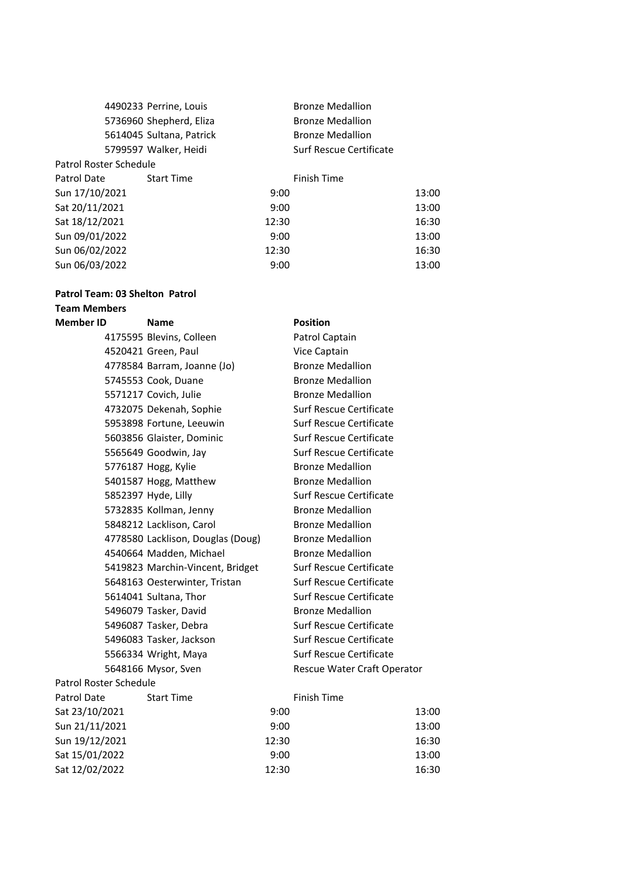| Member ID | Name | Position |
|---|---|---|
| 4490233 | Perrine, Louis | Bronze Medallion |
| 5736960 | Shepherd, Eliza | Bronze Medallion |
| 5614045 | Sultana, Patrick | Bronze Medallion |
| 5799597 | Walker, Heidi | Surf Rescue Certificate |

Patrol Roster Schedule

| Patrol Date | Start Time | Finish Time |
|---|---|---|
| Sun 17/10/2021 | 9:00 | 13:00 |
| Sat 20/11/2021 | 9:00 | 13:00 |
| Sat 18/12/2021 | 12:30 | 16:30 |
| Sun 09/01/2022 | 9:00 | 13:00 |
| Sun 06/02/2022 | 12:30 | 16:30 |
| Sun 06/03/2022 | 9:00 | 13:00 |

**Patrol Team: 03 Shelton Patrol**

**Team Members**

| **Member ID** | **Name** | **Position** |
|---|---|---|
| 4175595 | Blevins, Colleen | Patrol Captain |
| 4520421 | Green, Paul | Vice Captain |
| 4778584 | Barram, Joanne (Jo) | Bronze Medallion |
| 5745553 | Cook, Duane | Bronze Medallion |
| 5571217 | Covich, Julie | Bronze Medallion |
| 4732075 | Dekenah, Sophie | Surf Rescue Certificate |
| 5953898 | Fortune, Leeuwin | Surf Rescue Certificate |
| 5603856 | Glaister, Dominic | Surf Rescue Certificate |
| 5565649 | Goodwin, Jay | Surf Rescue Certificate |
| 5776187 | Hogg, Kylie | Bronze Medallion |
| 5401587 | Hogg, Matthew | Bronze Medallion |
| 5852397 | Hyde, Lilly | Surf Rescue Certificate |
| 5732835 | Kollman, Jenny | Bronze Medallion |
| 5848212 | Lacklison, Carol | Bronze Medallion |
| 4778580 | Lacklison, Douglas (Doug) | Bronze Medallion |
| 4540664 | Madden, Michael | Bronze Medallion |
| 5419823 | Marchin-Vincent, Bridget | Surf Rescue Certificate |
| 5648163 | Oesterwinter, Tristan | Surf Rescue Certificate |
| 5614041 | Sultana, Thor | Surf Rescue Certificate |
| 5496079 | Tasker, David | Bronze Medallion |
| 5496087 | Tasker, Debra | Surf Rescue Certificate |
| 5496083 | Tasker, Jackson | Surf Rescue Certificate |
| 5566334 | Wright, Maya | Surf Rescue Certificate |
| 5648166 | Mysor, Sven | Rescue Water Craft Operator |

Patrol Roster Schedule

| Patrol Date | Start Time | Finish Time |
|---|---|---|
| Sat 23/10/2021 | 9:00 | 13:00 |
| Sun 21/11/2021 | 9:00 | 13:00 |
| Sun 19/12/2021 | 12:30 | 16:30 |
| Sat 15/01/2022 | 9:00 | 13:00 |
| Sat 12/02/2022 | 12:30 | 16:30 |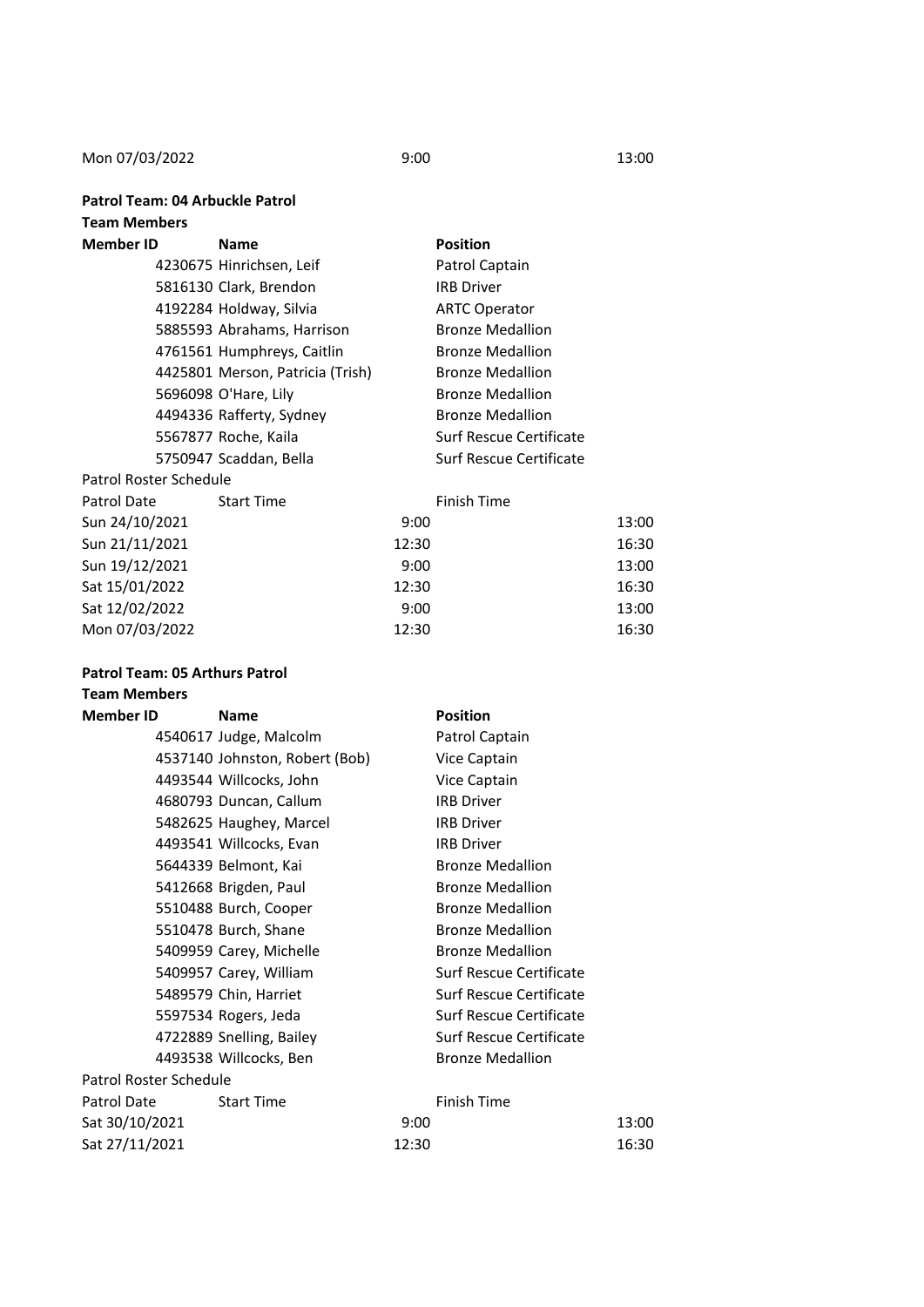| Mon 07/03/2022 | 9:00 | 13:00 |
|---|---|---|

**Patrol Team: 04 Arbuckle Patrol**

**Team Members**

| **Member ID** | **Name** | **Position** |
|---|---|---|
| 4230675 | Hinrichsen, Leif | Patrol Captain |
| 5816130 | Clark, Brendon | IRB Driver |
| 4192284 | Holdway, Silvia | ARTC Operator |
| 5885593 | Abrahams, Harrison | Bronze Medallion |
| 4761561 | Humphreys, Caitlin | Bronze Medallion |
| 4425801 | Merson, Patricia (Trish) | Bronze Medallion |
| 5696098 | O'Hare, Lily | Bronze Medallion |
| 4494336 | Rafferty, Sydney | Bronze Medallion |
| 5567877 | Roche, Kaila | Surf Rescue Certificate |
| 5750947 | Scaddan, Bella | Surf Rescue Certificate |

Patrol Roster Schedule

| Patrol Date | Start Time | Finish Time |
|---|---|---|
| Sun 24/10/2021 | 9:00 | 13:00 |
| Sun 21/11/2021 | 12:30 | 16:30 |
| Sun 19/12/2021 | 9:00 | 13:00 |
| Sat 15/01/2022 | 12:30 | 16:30 |
| Sat 12/02/2022 | 9:00 | 13:00 |
| Mon 07/03/2022 | 12:30 | 16:30 |

**Patrol Team: 05 Arthurs Patrol**

**Team Members**

| **Member ID** | **Name** | **Position** |
|---|---|---|
| 4540617 | Judge, Malcolm | Patrol Captain |
| 4537140 | Johnston, Robert (Bob) | Vice Captain |
| 4493544 | Willcocks, John | Vice Captain |
| 4680793 | Duncan, Callum | IRB Driver |
| 5482625 | Haughey, Marcel | IRB Driver |
| 4493541 | Willcocks, Evan | IRB Driver |
| 5644339 | Belmont, Kai | Bronze Medallion |
| 5412668 | Brigden, Paul | Bronze Medallion |
| 5510488 | Burch, Cooper | Bronze Medallion |
| 5510478 | Burch, Shane | Bronze Medallion |
| 5409959 | Carey, Michelle | Bronze Medallion |
| 5409957 | Carey, William | Surf Rescue Certificate |
| 5489579 | Chin, Harriet | Surf Rescue Certificate |
| 5597534 | Rogers, Jeda | Surf Rescue Certificate |
| 4722889 | Snelling, Bailey | Surf Rescue Certificate |
| 4493538 | Willcocks, Ben | Bronze Medallion |

Patrol Roster Schedule

| Patrol Date | Start Time | Finish Time |
|---|---|---|
| Sat 30/10/2021 | 9:00 | 13:00 |
| Sat 27/11/2021 | 12:30 | 16:30 |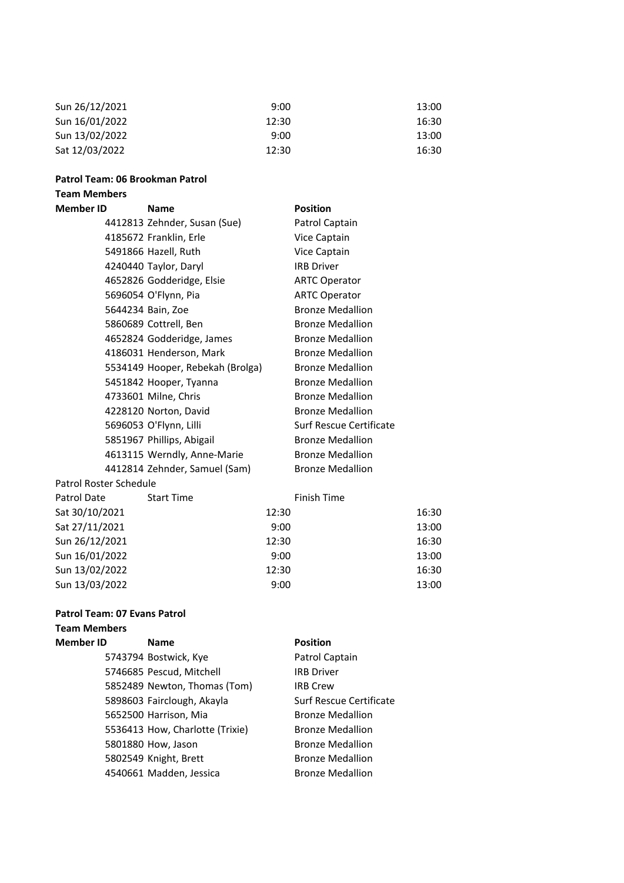| Patrol Date | Start Time | Finish Time |
|---|---|---|
| Sun 26/12/2021 | 9:00 | 13:00 |
| Sun 16/01/2022 | 12:30 | 16:30 |
| Sun 13/02/2022 | 9:00 | 13:00 |
| Sat 12/03/2022 | 12:30 | 16:30 |

**Patrol Team: 06 Brookman Patrol**

**Team Members**

| Member ID | Name | Position |
|---|---|---|
| 4412813 | Zehnder, Susan (Sue) | Patrol Captain |
| 4185672 | Franklin, Erle | Vice Captain |
| 5491866 | Hazell, Ruth | Vice Captain |
| 4240440 | Taylor, Daryl | IRB Driver |
| 4652826 | Godderidge, Elsie | ARTC Operator |
| 5696054 | O'Flynn, Pia | ARTC Operator |
| 5644234 | Bain, Zoe | Bronze Medallion |
| 5860689 | Cottrell, Ben | Bronze Medallion |
| 4652824 | Godderidge, James | Bronze Medallion |
| 4186031 | Henderson, Mark | Bronze Medallion |
| 5534149 | Hooper, Rebekah (Brolga) | Bronze Medallion |
| 5451842 | Hooper, Tyanna | Bronze Medallion |
| 4733601 | Milne, Chris | Bronze Medallion |
| 4228120 | Norton, David | Bronze Medallion |
| 5696053 | O'Flynn, Lilli | Surf Rescue Certificate |
| 5851967 | Phillips, Abigail | Bronze Medallion |
| 4613115 | Werndly, Anne-Marie | Bronze Medallion |
| 4412814 | Zehnder, Samuel (Sam) | Bronze Medallion |

Patrol Roster Schedule

| Patrol Date | Start Time | Finish Time |
|---|---|---|
| Sat 30/10/2021 | 12:30 | 16:30 |
| Sat 27/11/2021 | 9:00 | 13:00 |
| Sun 26/12/2021 | 12:30 | 16:30 |
| Sun 16/01/2022 | 9:00 | 13:00 |
| Sun 13/02/2022 | 12:30 | 16:30 |
| Sun 13/03/2022 | 9:00 | 13:00 |

**Patrol Team: 07 Evans Patrol**

**Team Members**

| Member ID | Name | Position |
|---|---|---|
| 5743794 | Bostwick, Kye | Patrol Captain |
| 5746685 | Pescud, Mitchell | IRB Driver |
| 5852489 | Newton, Thomas (Tom) | IRB Crew |
| 5898603 | Fairclough, Akayla | Surf Rescue Certificate |
| 5652500 | Harrison, Mia | Bronze Medallion |
| 5536413 | How, Charlotte (Trixie) | Bronze Medallion |
| 5801880 | How, Jason | Bronze Medallion |
| 5802549 | Knight, Brett | Bronze Medallion |
| 4540661 | Madden, Jessica | Bronze Medallion |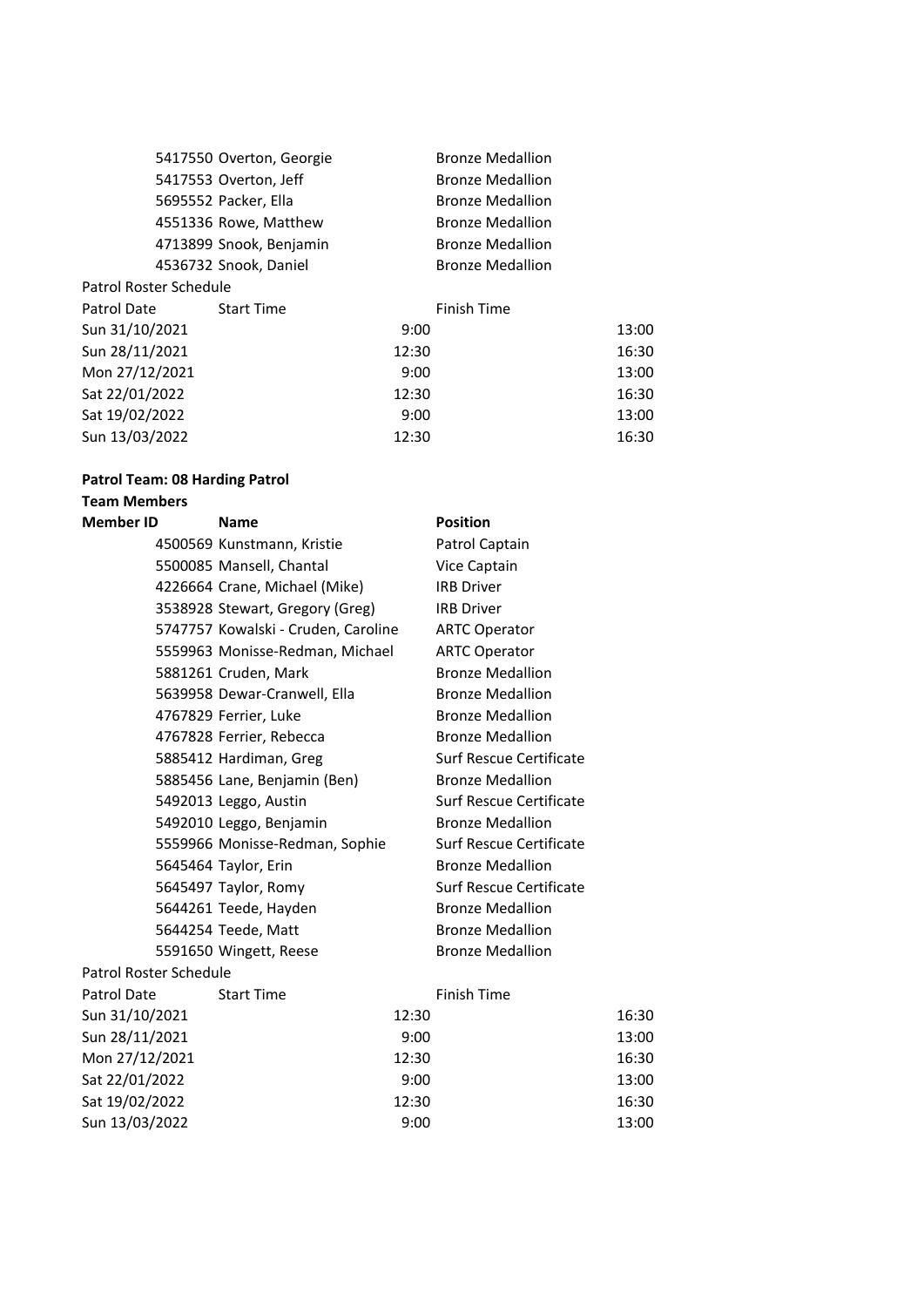| Member ID | Name | Position |
|---|---|---|
| 5417550 | Overton, Georgie | Bronze Medallion |
| 5417553 | Overton, Jeff | Bronze Medallion |
| 5695552 | Packer, Ella | Bronze Medallion |
| 4551336 | Rowe, Matthew | Bronze Medallion |
| 4713899 | Snook, Benjamin | Bronze Medallion |
| 4536732 | Snook, Daniel | Bronze Medallion |

Patrol Roster Schedule

| Patrol Date | Start Time | Finish Time |
|---|---|---|
| Sun 31/10/2021 | 9:00 | 13:00 |
| Sun 28/11/2021 | 12:30 | 16:30 |
| Mon 27/12/2021 | 9:00 | 13:00 |
| Sat 22/01/2022 | 12:30 | 16:30 |
| Sat 19/02/2022 | 9:00 | 13:00 |
| Sun 13/03/2022 | 12:30 | 16:30 |

**Patrol Team: 08 Harding Patrol**

**Team Members**

| **Member ID** | **Name** | **Position** |
|---|---|---|
| 4500569 | Kunstmann, Kristie | Patrol Captain |
| 5500085 | Mansell, Chantal | Vice Captain |
| 4226664 | Crane, Michael (Mike) | IRB Driver |
| 3538928 | Stewart, Gregory (Greg) | IRB Driver |
| 5747757 | Kowalski - Cruden, Caroline | ARTC Operator |
| 5559963 | Monisse-Redman, Michael | ARTC Operator |
| 5881261 | Cruden, Mark | Bronze Medallion |
| 5639958 | Dewar-Cranwell, Ella | Bronze Medallion |
| 4767829 | Ferrier, Luke | Bronze Medallion |
| 4767828 | Ferrier, Rebecca | Bronze Medallion |
| 5885412 | Hardiman, Greg | Surf Rescue Certificate |
| 5885456 | Lane, Benjamin (Ben) | Bronze Medallion |
| 5492013 | Leggo, Austin | Surf Rescue Certificate |
| 5492010 | Leggo, Benjamin | Bronze Medallion |
| 5559966 | Monisse-Redman, Sophie | Surf Rescue Certificate |
| 5645464 | Taylor, Erin | Bronze Medallion |
| 5645497 | Taylor, Romy | Surf Rescue Certificate |
| 5644261 | Teede, Hayden | Bronze Medallion |
| 5644254 | Teede, Matt | Bronze Medallion |
| 5591650 | Wingett, Reese | Bronze Medallion |

Patrol Roster Schedule

| Patrol Date | Start Time | Finish Time |
|---|---|---|
| Sun 31/10/2021 | 12:30 | 16:30 |
| Sun 28/11/2021 | 9:00 | 13:00 |
| Mon 27/12/2021 | 12:30 | 16:30 |
| Sat 22/01/2022 | 9:00 | 13:00 |
| Sat 19/02/2022 | 12:30 | 16:30 |
| Sun 13/03/2022 | 9:00 | 13:00 |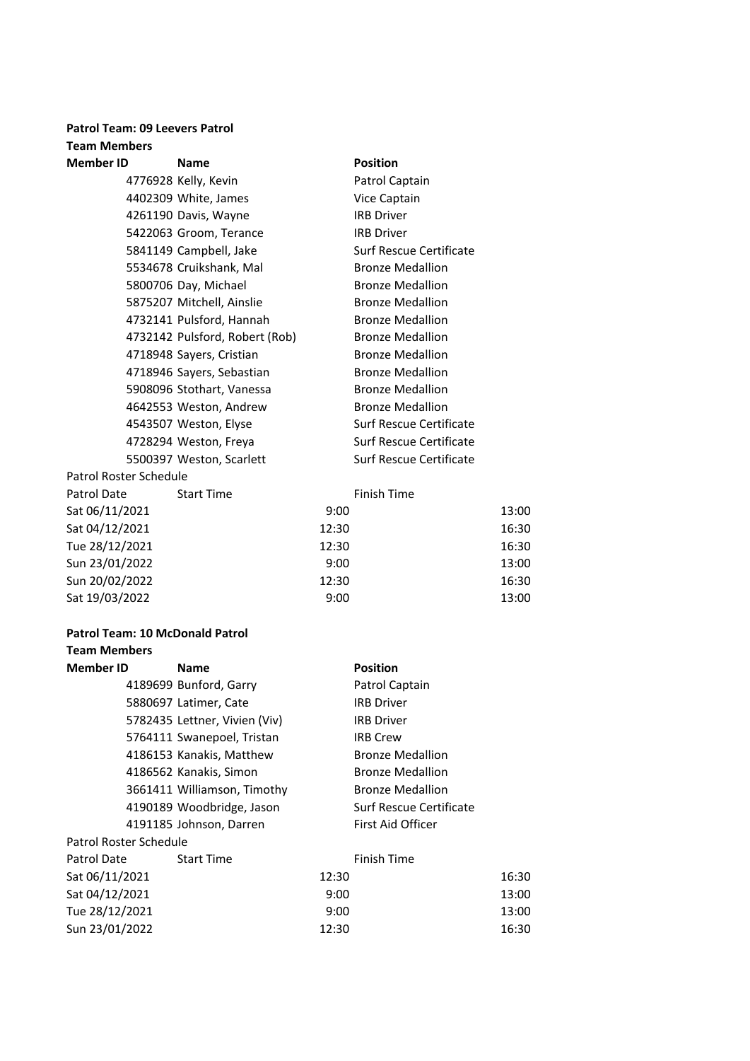**Patrol Team: 09 Leevers Patrol**

**Team Members**

| Member ID | Name | Position |
|---|---|---|
| 4776928 | Kelly, Kevin | Patrol Captain |
| 4402309 | White, James | Vice Captain |
| 4261190 | Davis, Wayne | IRB Driver |
| 5422063 | Groom, Terance | IRB Driver |
| 5841149 | Campbell, Jake | Surf Rescue Certificate |
| 5534678 | Cruikshank, Mal | Bronze Medallion |
| 5800706 | Day, Michael | Bronze Medallion |
| 5875207 | Mitchell, Ainslie | Bronze Medallion |
| 4732141 | Pulsford, Hannah | Bronze Medallion |
| 4732142 | Pulsford, Robert (Rob) | Bronze Medallion |
| 4718948 | Sayers, Cristian | Bronze Medallion |
| 4718946 | Sayers, Sebastian | Bronze Medallion |
| 5908096 | Stothart, Vanessa | Bronze Medallion |
| 4642553 | Weston, Andrew | Bronze Medallion |
| 4543507 | Weston, Elyse | Surf Rescue Certificate |
| 4728294 | Weston, Freya | Surf Rescue Certificate |
| 5500397 | Weston, Scarlett | Surf Rescue Certificate |

Patrol Roster Schedule

| Patrol Date | Start Time | Finish Time |
|---|---|---|
| Sat 06/11/2021 | 9:00 | 13:00 |
| Sat 04/12/2021 | 12:30 | 16:30 |
| Tue 28/12/2021 | 12:30 | 16:30 |
| Sun 23/01/2022 | 9:00 | 13:00 |
| Sun 20/02/2022 | 12:30 | 16:30 |
| Sat 19/03/2022 | 9:00 | 13:00 |

**Patrol Team: 10 McDonald Patrol**

**Team Members**

| Member ID | Name | Position |
|---|---|---|
| 4189699 | Bunford, Garry | Patrol Captain |
| 5880697 | Latimer, Cate | IRB Driver |
| 5782435 | Lettner, Vivien (Viv) | IRB Driver |
| 5764111 | Swanepoel, Tristan | IRB Crew |
| 4186153 | Kanakis, Matthew | Bronze Medallion |
| 4186562 | Kanakis, Simon | Bronze Medallion |
| 3661411 | Williamson, Timothy | Bronze Medallion |
| 4190189 | Woodbridge, Jason | Surf Rescue Certificate |
| 4191185 | Johnson, Darren | First Aid Officer |

Patrol Roster Schedule

| Patrol Date | Start Time | Finish Time |
|---|---|---|
| Sat 06/11/2021 | 12:30 | 16:30 |
| Sat 04/12/2021 | 9:00 | 13:00 |
| Tue 28/12/2021 | 9:00 | 13:00 |
| Sun 23/01/2022 | 12:30 | 16:30 |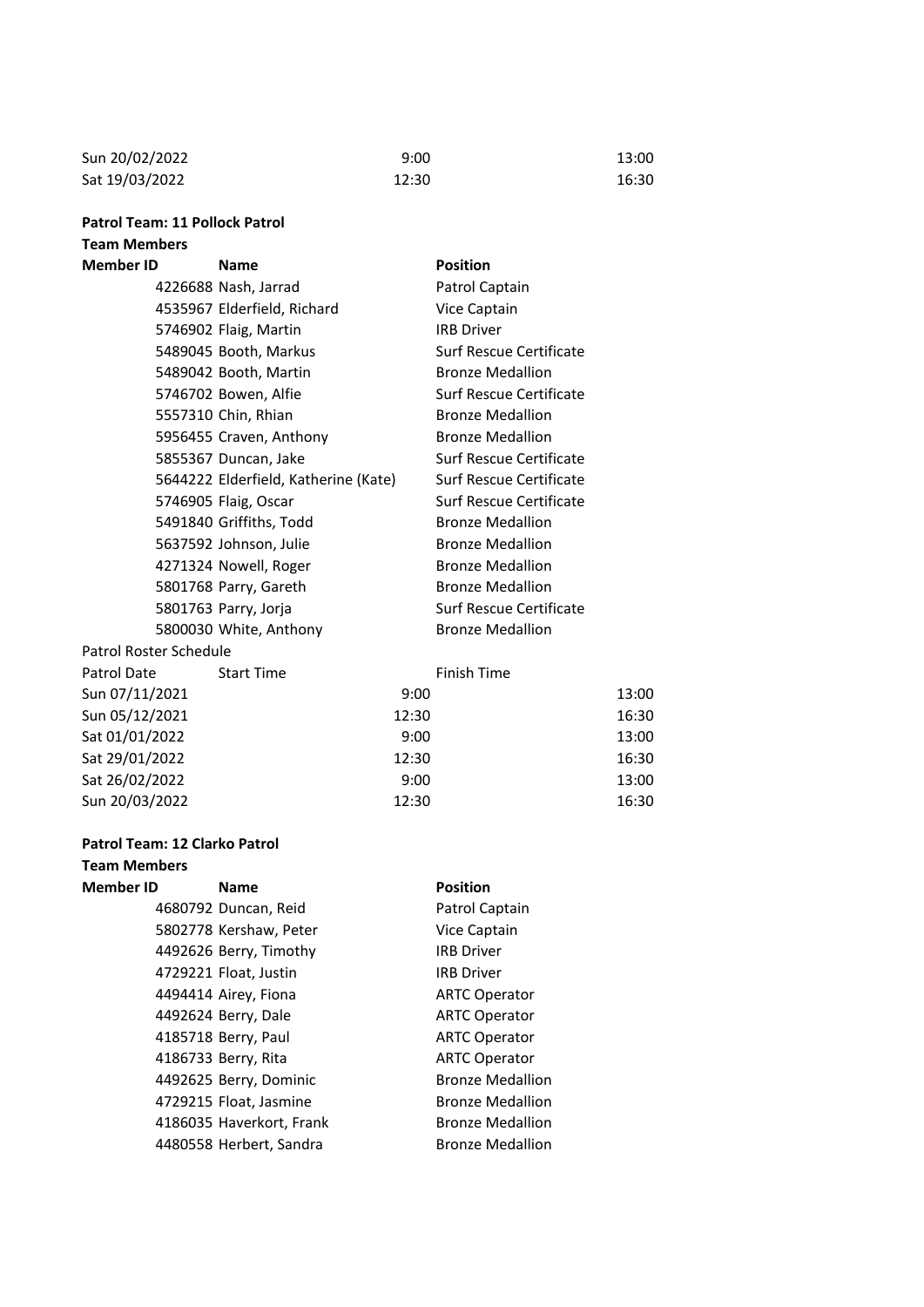| | | |
|---|---|---|
| Sun 20/02/2022 | 9:00 | 13:00 |
| Sat 19/03/2022 | 12:30 | 16:30 |

**Patrol Team: 11 Pollock Patrol**

**Team Members**

| Member ID | Name | Position |
|---|---|---|
| 4226688 | Nash, Jarrad | Patrol Captain |
| 4535967 | Elderfield, Richard | Vice Captain |
| 5746902 | Flaig, Martin | IRB Driver |
| 5489045 | Booth, Markus | Surf Rescue Certificate |
| 5489042 | Booth, Martin | Bronze Medallion |
| 5746702 | Bowen, Alfie | Surf Rescue Certificate |
| 5557310 | Chin, Rhian | Bronze Medallion |
| 5956455 | Craven, Anthony | Bronze Medallion |
| 5855367 | Duncan, Jake | Surf Rescue Certificate |
| 5644222 | Elderfield, Katherine (Kate) | Surf Rescue Certificate |
| 5746905 | Flaig, Oscar | Surf Rescue Certificate |
| 5491840 | Griffiths, Todd | Bronze Medallion |
| 5637592 | Johnson, Julie | Bronze Medallion |
| 4271324 | Nowell, Roger | Bronze Medallion |
| 5801768 | Parry, Gareth | Bronze Medallion |
| 5801763 | Parry, Jorja | Surf Rescue Certificate |
| 5800030 | White, Anthony | Bronze Medallion |

Patrol Roster Schedule

| Patrol Date | Start Time | Finish Time |
|---|---|---|
| Sun 07/11/2021 | 9:00 | 13:00 |
| Sun 05/12/2021 | 12:30 | 16:30 |
| Sat 01/01/2022 | 9:00 | 13:00 |
| Sat 29/01/2022 | 12:30 | 16:30 |
| Sat 26/02/2022 | 9:00 | 13:00 |
| Sun 20/03/2022 | 12:30 | 16:30 |

**Patrol Team: 12 Clarko Patrol**

**Team Members**

| Member ID | Name | Position |
|---|---|---|
| 4680792 | Duncan, Reid | Patrol Captain |
| 5802778 | Kershaw, Peter | Vice Captain |
| 4492626 | Berry, Timothy | IRB Driver |
| 4729221 | Float, Justin | IRB Driver |
| 4494414 | Airey, Fiona | ARTC Operator |
| 4492624 | Berry, Dale | ARTC Operator |
| 4185718 | Berry, Paul | ARTC Operator |
| 4186733 | Berry, Rita | ARTC Operator |
| 4492625 | Berry, Dominic | Bronze Medallion |
| 4729215 | Float, Jasmine | Bronze Medallion |
| 4186035 | Haverkort, Frank | Bronze Medallion |
| 4480558 | Herbert, Sandra | Bronze Medallion |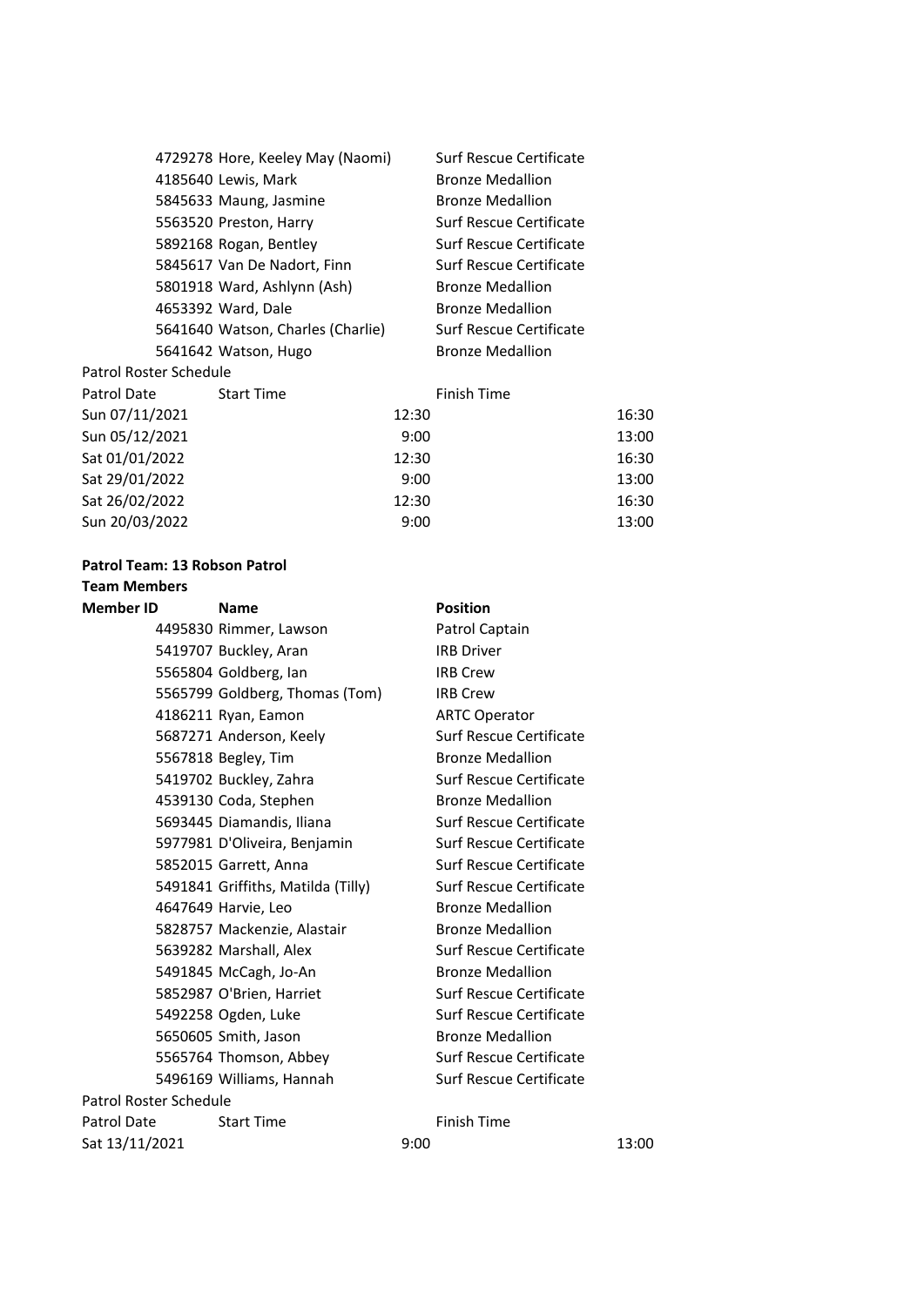| Member ID | Name | Position |
|---|---|---|
| 4729278 | Hore, Keeley May (Naomi) | Surf Rescue Certificate |
| 4185640 | Lewis, Mark | Bronze Medallion |
| 5845633 | Maung, Jasmine | Bronze Medallion |
| 5563520 | Preston, Harry | Surf Rescue Certificate |
| 5892168 | Rogan, Bentley | Surf Rescue Certificate |
| 5845617 | Van De Nadort, Finn | Surf Rescue Certificate |
| 5801918 | Ward, Ashlynn (Ash) | Bronze Medallion |
| 4653392 | Ward, Dale | Bronze Medallion |
| 5641640 | Watson, Charles (Charlie) | Surf Rescue Certificate |
| 5641642 | Watson, Hugo | Bronze Medallion |

Patrol Roster Schedule

| Patrol Date | Start Time | Finish Time |
|---|---|---|
| Sun 07/11/2021 | 12:30 | 16:30 |
| Sun 05/12/2021 | 9:00 | 13:00 |
| Sat 01/01/2022 | 12:30 | 16:30 |
| Sat 29/01/2022 | 9:00 | 13:00 |
| Sat 26/02/2022 | 12:30 | 16:30 |
| Sun 20/03/2022 | 9:00 | 13:00 |

**Patrol Team: 13 Robson Patrol**

**Team Members**

| **Member ID** | **Name** | **Position** |
|---|---|---|
| 4495830 | Rimmer, Lawson | Patrol Captain |
| 5419707 | Buckley, Aran | IRB Driver |
| 5565804 | Goldberg, Ian | IRB Crew |
| 5565799 | Goldberg, Thomas (Tom) | IRB Crew |
| 4186211 | Ryan, Eamon | ARTC Operator |
| 5687271 | Anderson, Keely | Surf Rescue Certificate |
| 5567818 | Begley, Tim | Bronze Medallion |
| 5419702 | Buckley, Zahra | Surf Rescue Certificate |
| 4539130 | Coda, Stephen | Bronze Medallion |
| 5693445 | Diamandis, Iliana | Surf Rescue Certificate |
| 5977981 | D'Oliveira, Benjamin | Surf Rescue Certificate |
| 5852015 | Garrett, Anna | Surf Rescue Certificate |
| 5491841 | Griffiths, Matilda (Tilly) | Surf Rescue Certificate |
| 4647649 | Harvie, Leo | Bronze Medallion |
| 5828757 | Mackenzie, Alastair | Bronze Medallion |
| 5639282 | Marshall, Alex | Surf Rescue Certificate |
| 5491845 | McCagh, Jo-An | Bronze Medallion |
| 5852987 | O'Brien, Harriet | Surf Rescue Certificate |
| 5492258 | Ogden, Luke | Surf Rescue Certificate |
| 5650605 | Smith, Jason | Bronze Medallion |
| 5565764 | Thomson, Abbey | Surf Rescue Certificate |
| 5496169 | Williams, Hannah | Surf Rescue Certificate |

Patrol Roster Schedule

| Patrol Date | Start Time | Finish Time |
|---|---|---|
| Sat 13/11/2021 | 9:00 | 13:00 |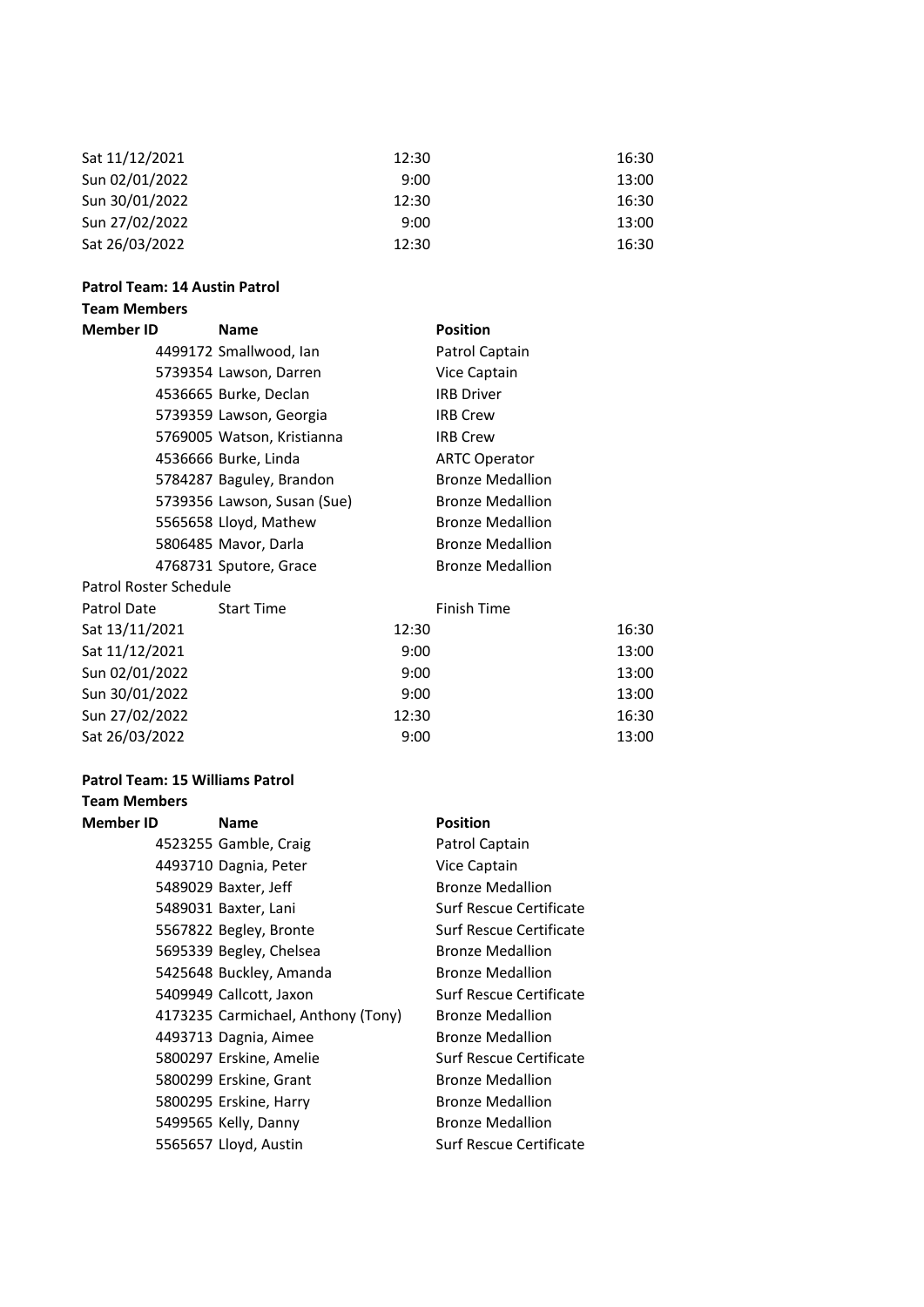| Patrol Date | Start Time | Finish Time |
| --- | --- | --- |
| Sat 11/12/2021 | 12:30 | 16:30 |
| Sun 02/01/2022 | 9:00 | 13:00 |
| Sun 30/01/2022 | 12:30 | 16:30 |
| Sun 27/02/2022 | 9:00 | 13:00 |
| Sat 26/03/2022 | 12:30 | 16:30 |

**Patrol Team: 14 Austin Patrol**

**Team Members**

| Member ID | Name | Position |
| --- | --- | --- |
| 4499172 | Smallwood, Ian | Patrol Captain |
| 5739354 | Lawson, Darren | Vice Captain |
| 4536665 | Burke, Declan | IRB Driver |
| 5739359 | Lawson, Georgia | IRB Crew |
| 5769005 | Watson, Kristianna | IRB Crew |
| 4536666 | Burke, Linda | ARTC Operator |
| 5784287 | Baguley, Brandon | Bronze Medallion |
| 5739356 | Lawson, Susan (Sue) | Bronze Medallion |
| 5565658 | Lloyd, Mathew | Bronze Medallion |
| 5806485 | Mavor, Darla | Bronze Medallion |
| 4768731 | Sputore, Grace | Bronze Medallion |

Patrol Roster Schedule

| Patrol Date | Start Time | Finish Time |
| --- | --- | --- |
| Sat 13/11/2021 | 12:30 | 16:30 |
| Sat 11/12/2021 | 9:00 | 13:00 |
| Sun 02/01/2022 | 9:00 | 13:00 |
| Sun 30/01/2022 | 9:00 | 13:00 |
| Sun 27/02/2022 | 12:30 | 16:30 |
| Sat 26/03/2022 | 9:00 | 13:00 |

**Patrol Team: 15 Williams Patrol**

**Team Members**

| Member ID | Name | Position |
| --- | --- | --- |
| 4523255 | Gamble, Craig | Patrol Captain |
| 4493710 | Dagnia, Peter | Vice Captain |
| 5489029 | Baxter, Jeff | Bronze Medallion |
| 5489031 | Baxter, Lani | Surf Rescue Certificate |
| 5567822 | Begley, Bronte | Surf Rescue Certificate |
| 5695339 | Begley, Chelsea | Bronze Medallion |
| 5425648 | Buckley, Amanda | Bronze Medallion |
| 5409949 | Callcott, Jaxon | Surf Rescue Certificate |
| 4173235 | Carmichael, Anthony (Tony) | Bronze Medallion |
| 4493713 | Dagnia, Aimee | Bronze Medallion |
| 5800297 | Erskine, Amelie | Surf Rescue Certificate |
| 5800299 | Erskine, Grant | Bronze Medallion |
| 5800295 | Erskine, Harry | Bronze Medallion |
| 5499565 | Kelly, Danny | Bronze Medallion |
| 5565657 | Lloyd, Austin | Surf Rescue Certificate |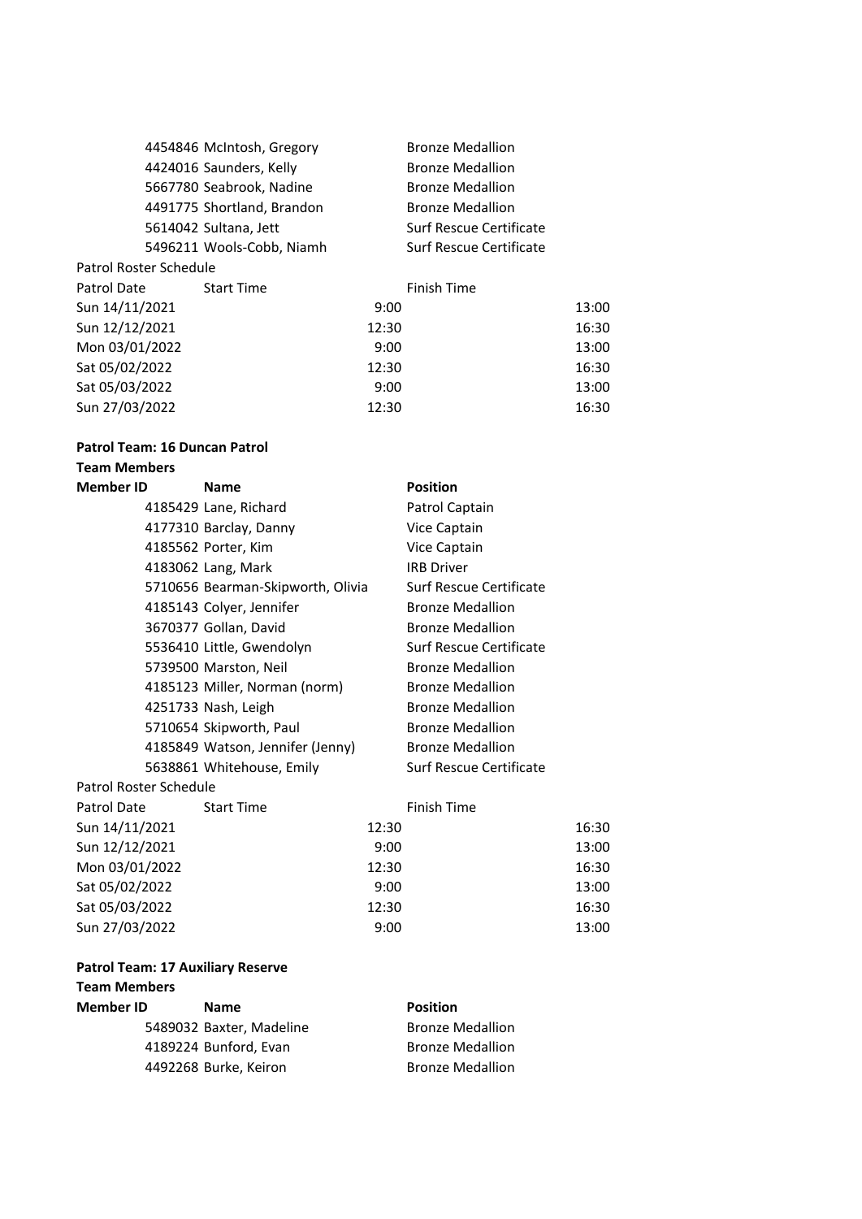| Member ID | Name | Position |
|---|---|---|
| 4454846 | McIntosh, Gregory | Bronze Medallion |
| 4424016 | Saunders, Kelly | Bronze Medallion |
| 5667780 | Seabrook, Nadine | Bronze Medallion |
| 4491775 | Shortland, Brandon | Bronze Medallion |
| 5614042 | Sultana, Jett | Surf Rescue Certificate |
| 5496211 | Wools-Cobb, Niamh | Surf Rescue Certificate |

Patrol Roster Schedule

| Patrol Date | Start Time | Finish Time |
|---|---|---|
| Sun 14/11/2021 | 9:00 | 13:00 |
| Sun 12/12/2021 | 12:30 | 16:30 |
| Mon 03/01/2022 | 9:00 | 13:00 |
| Sat 05/02/2022 | 12:30 | 16:30 |
| Sat 05/03/2022 | 9:00 | 13:00 |
| Sun 27/03/2022 | 12:30 | 16:30 |

**Patrol Team: 16 Duncan Patrol**

**Team Members**

| Member ID | Name | Position |
|---|---|---|
| 4185429 | Lane, Richard | Patrol Captain |
| 4177310 | Barclay, Danny | Vice Captain |
| 4185562 | Porter, Kim | Vice Captain |
| 4183062 | Lang, Mark | IRB Driver |
| 5710656 | Bearman-Skipworth, Olivia | Surf Rescue Certificate |
| 4185143 | Colyer, Jennifer | Bronze Medallion |
| 3670377 | Gollan, David | Bronze Medallion |
| 5536410 | Little, Gwendolyn | Surf Rescue Certificate |
| 5739500 | Marston, Neil | Bronze Medallion |
| 4185123 | Miller, Norman (norm) | Bronze Medallion |
| 4251733 | Nash, Leigh | Bronze Medallion |
| 5710654 | Skipworth, Paul | Bronze Medallion |
| 4185849 | Watson, Jennifer (Jenny) | Bronze Medallion |
| 5638861 | Whitehouse, Emily | Surf Rescue Certificate |

Patrol Roster Schedule

| Patrol Date | Start Time | Finish Time |
|---|---|---|
| Sun 14/11/2021 | 12:30 | 16:30 |
| Sun 12/12/2021 | 9:00 | 13:00 |
| Mon 03/01/2022 | 12:30 | 16:30 |
| Sat 05/02/2022 | 9:00 | 13:00 |
| Sat 05/03/2022 | 12:30 | 16:30 |
| Sun 27/03/2022 | 9:00 | 13:00 |

**Patrol Team: 17 Auxiliary Reserve**

**Team Members**

| Member ID | Name | Position |
|---|---|---|
| 5489032 | Baxter, Madeline | Bronze Medallion |
| 4189224 | Bunford, Evan | Bronze Medallion |
| 4492268 | Burke, Keiron | Bronze Medallion |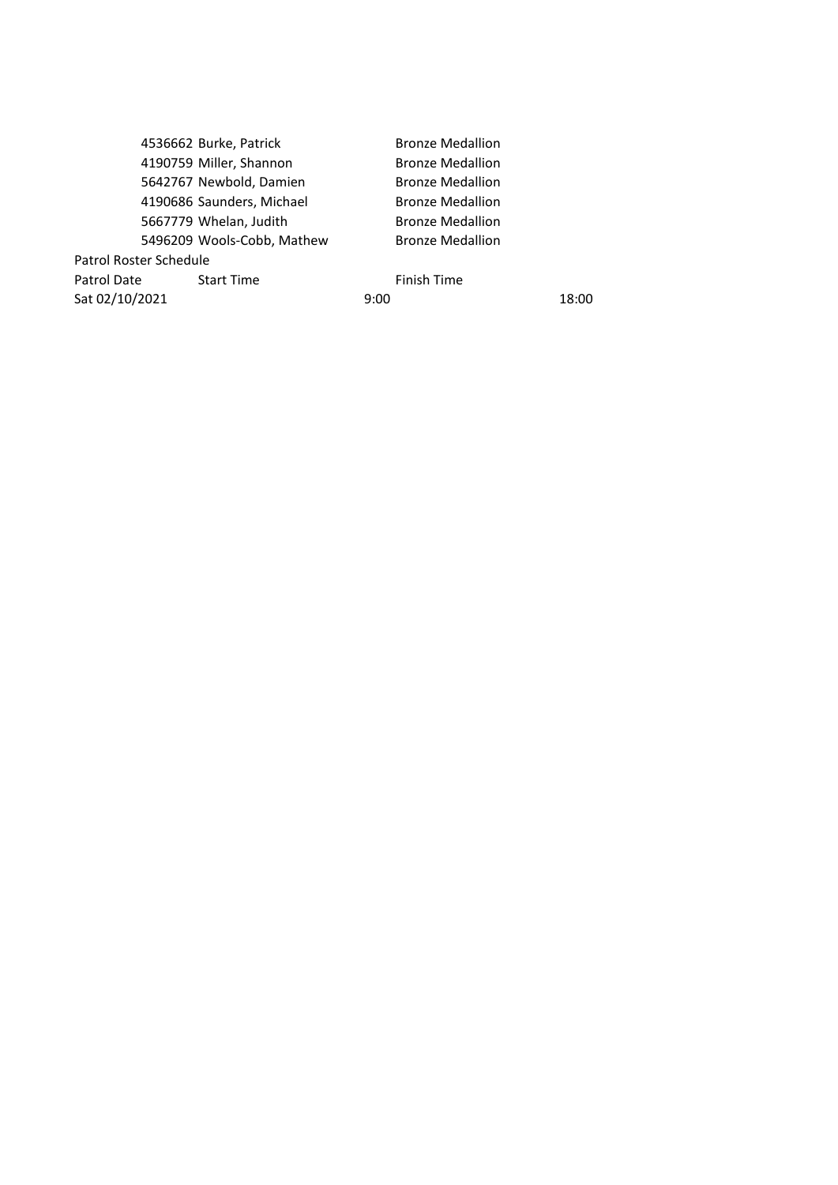| | | |
|---|---|---|
| 4536662 | Burke, Patrick | Bronze Medallion |
| 4190759 | Miller, Shannon | Bronze Medallion |
| 5642767 | Newbold, Damien | Bronze Medallion |
| 4190686 | Saunders, Michael | Bronze Medallion |
| 5667779 | Whelan, Judith | Bronze Medallion |
| 5496209 | Wools-Cobb, Mathew | Bronze Medallion |

Patrol Roster Schedule

| Patrol Date | Start Time | Finish Time |
|---|---|---|
| Sat 02/10/2021 | 9:00 | 18:00 |